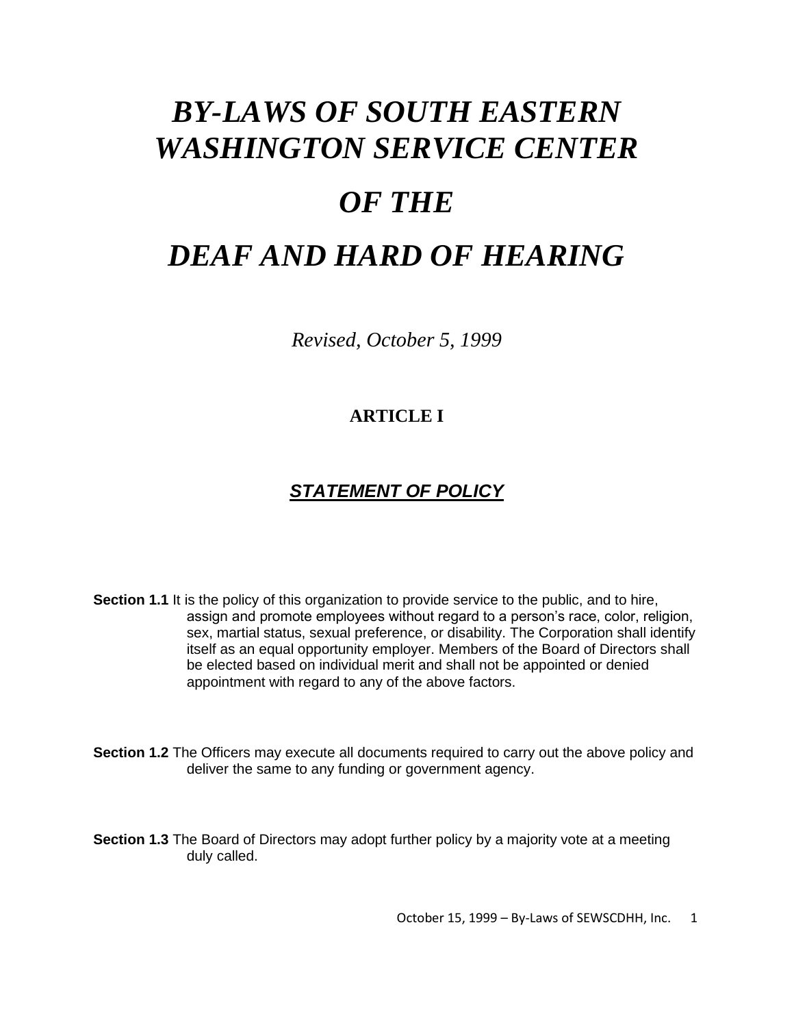# *BY-LAWS OF SOUTH EASTERN WASHINGTON SERVICE CENTER*

# *OF THE*

# *DEAF AND HARD OF HEARING*

*Revised, October 5, 1999*

## ARTICLE I

## ***STATEMENT OF POLICY***

**Section 1.1** It is the policy of this organization to provide service to the public, and to hire, assign and promote employees without regard to a person's race, color, religion, sex, martial status, sexual preference, or disability. The Corporation shall identify itself as an equal opportunity employer. Members of the Board of Directors shall be elected based on individual merit and shall not be appointed or denied appointment with regard to any of the above factors.

**Section 1.2** The Officers may execute all documents required to carry out the above policy and deliver the same to any funding or government agency.

**Section 1.3** The Board of Directors may adopt further policy by a majority vote at a meeting duly called.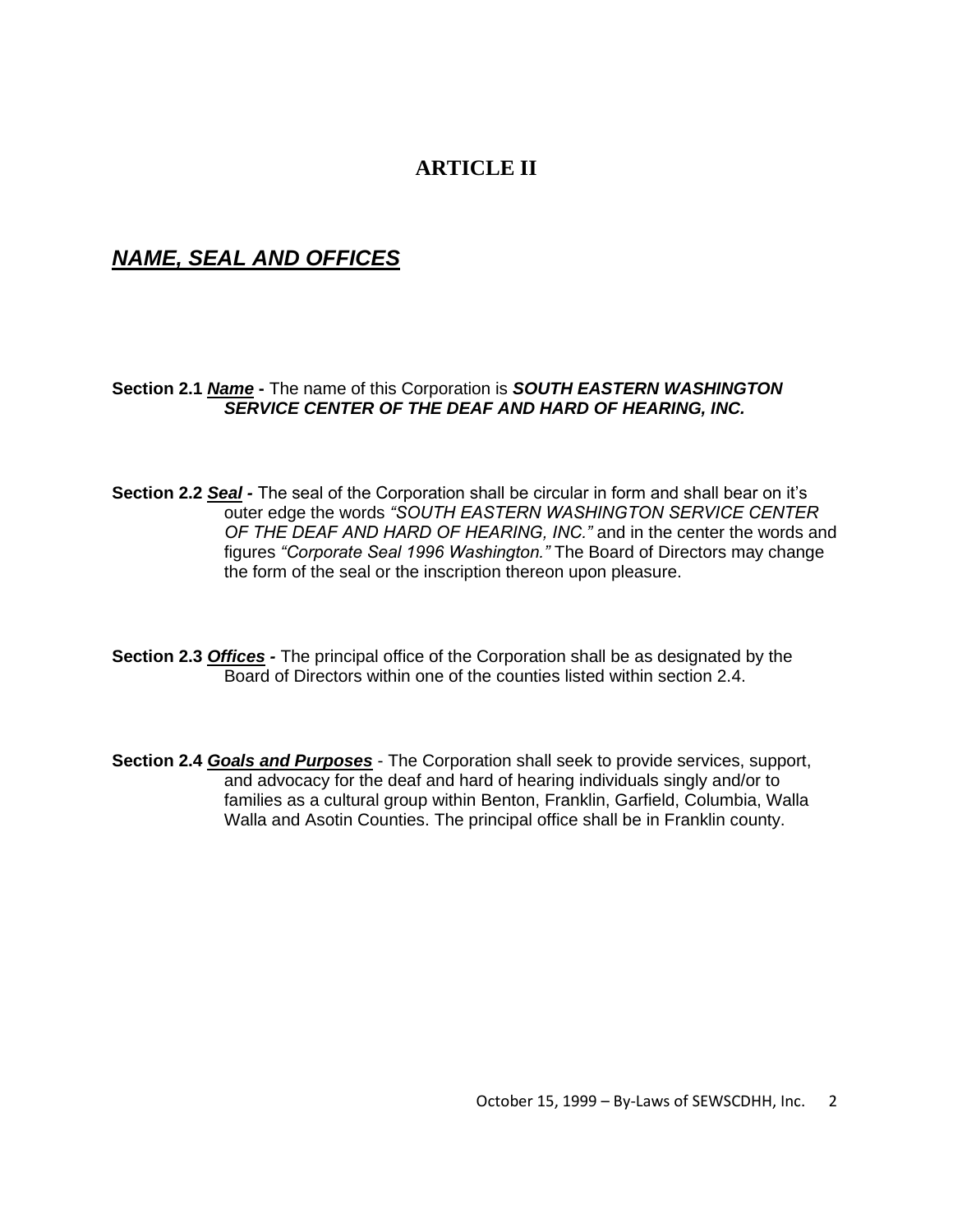# ARTICLE II

## ***NAME, SEAL AND OFFICES***

**Section 2.1 *Name* -** The name of this Corporation is ***SOUTH EASTERN WASHINGTON SERVICE CENTER OF THE DEAF AND HARD OF HEARING, INC.***

**Section 2.2 *Seal* -** The seal of the Corporation shall be circular in form and shall bear on it's outer edge the words *"SOUTH EASTERN WASHINGTON SERVICE CENTER OF THE DEAF AND HARD OF HEARING, INC."* and in the center the words and figures *"Corporate Seal 1996 Washington."* The Board of Directors may change the form of the seal or the inscription thereon upon pleasure.

**Section 2.3 *Offices* -** The principal office of the Corporation shall be as designated by the Board of Directors within one of the counties listed within section 2.4.

**Section 2.4 *Goals and Purposes*** - The Corporation shall seek to provide services, support, and advocacy for the deaf and hard of hearing individuals singly and/or to families as a cultural group within Benton, Franklin, Garfield, Columbia, Walla Walla and Asotin Counties. The principal office shall be in Franklin county.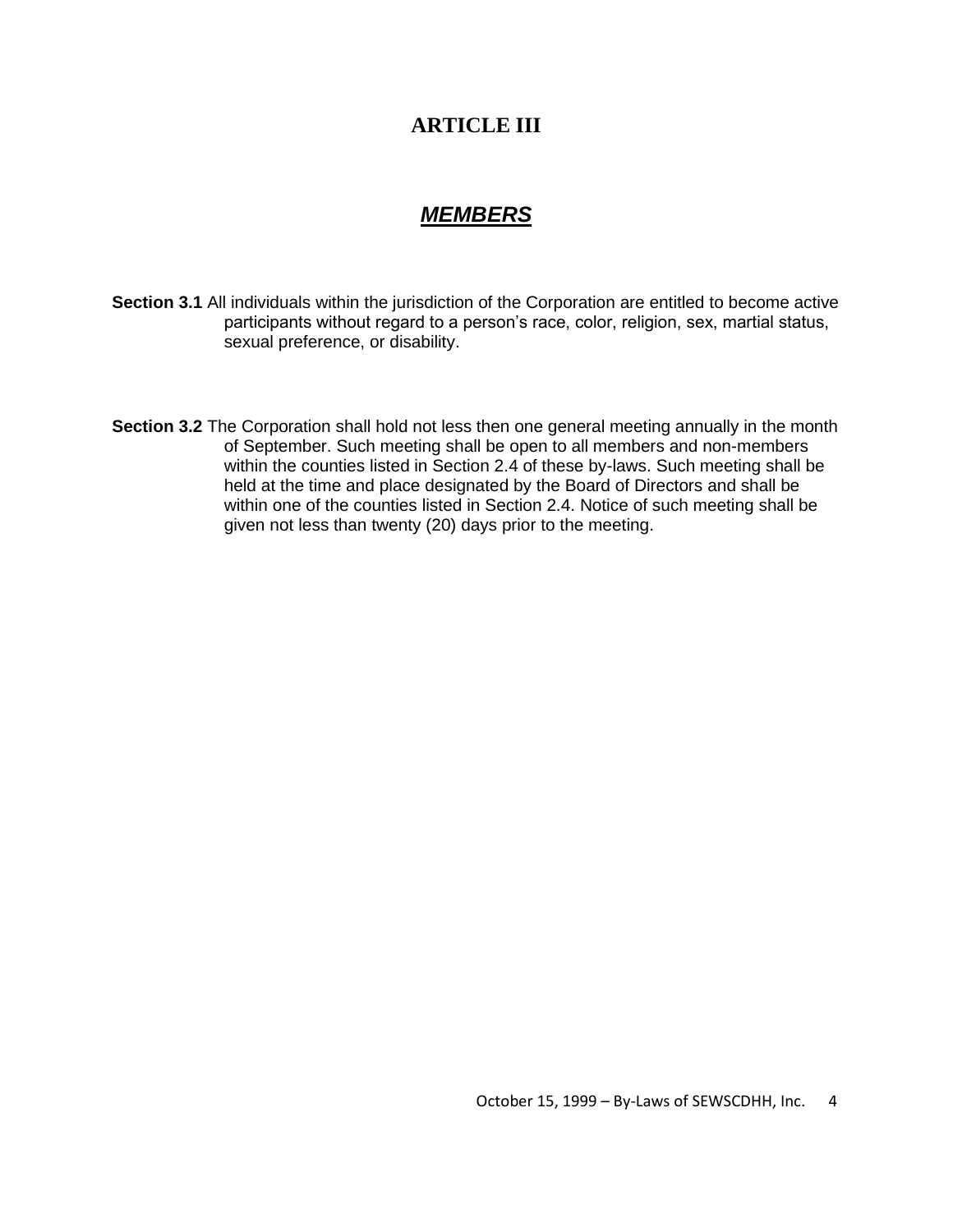# ARTICLE III

## ***MEMBERS***

**Section 3.1** All individuals within the jurisdiction of the Corporation are entitled to become active participants without regard to a person's race, color, religion, sex, martial status, sexual preference, or disability.

**Section 3.2** The Corporation shall hold not less then one general meeting annually in the month of September. Such meeting shall be open to all members and non-members within the counties listed in Section 2.4 of these by-laws. Such meeting shall be held at the time and place designated by the Board of Directors and shall be within one of the counties listed in Section 2.4. Notice of such meeting shall be given not less than twenty (20) days prior to the meeting.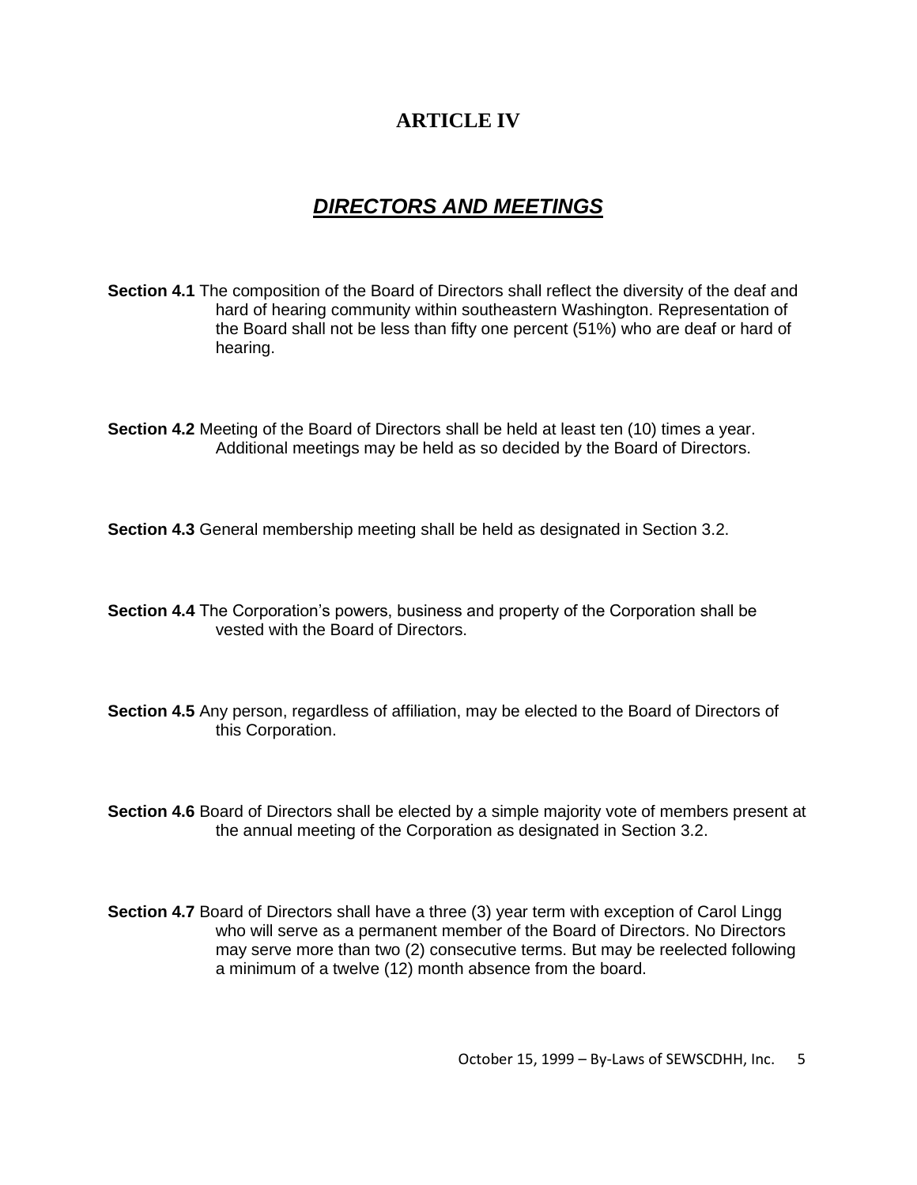# ARTICLE IV

## ***DIRECTORS AND MEETINGS***

**Section 4.1** The composition of the Board of Directors shall reflect the diversity of the deaf and hard of hearing community within southeastern Washington. Representation of the Board shall not be less than fifty one percent (51%) who are deaf or hard of hearing.

**Section 4.2** Meeting of the Board of Directors shall be held at least ten (10) times a year. Additional meetings may be held as so decided by the Board of Directors.

**Section 4.3** General membership meeting shall be held as designated in Section 3.2.

**Section 4.4** The Corporation's powers, business and property of the Corporation shall be vested with the Board of Directors.

**Section 4.5** Any person, regardless of affiliation, may be elected to the Board of Directors of this Corporation.

**Section 4.6** Board of Directors shall be elected by a simple majority vote of members present at the annual meeting of the Corporation as designated in Section 3.2.

**Section 4.7** Board of Directors shall have a three (3) year term with exception of Carol Lingg who will serve as a permanent member of the Board of Directors. No Directors may serve more than two (2) consecutive terms. But may be reelected following a minimum of a twelve (12) month absence from the board.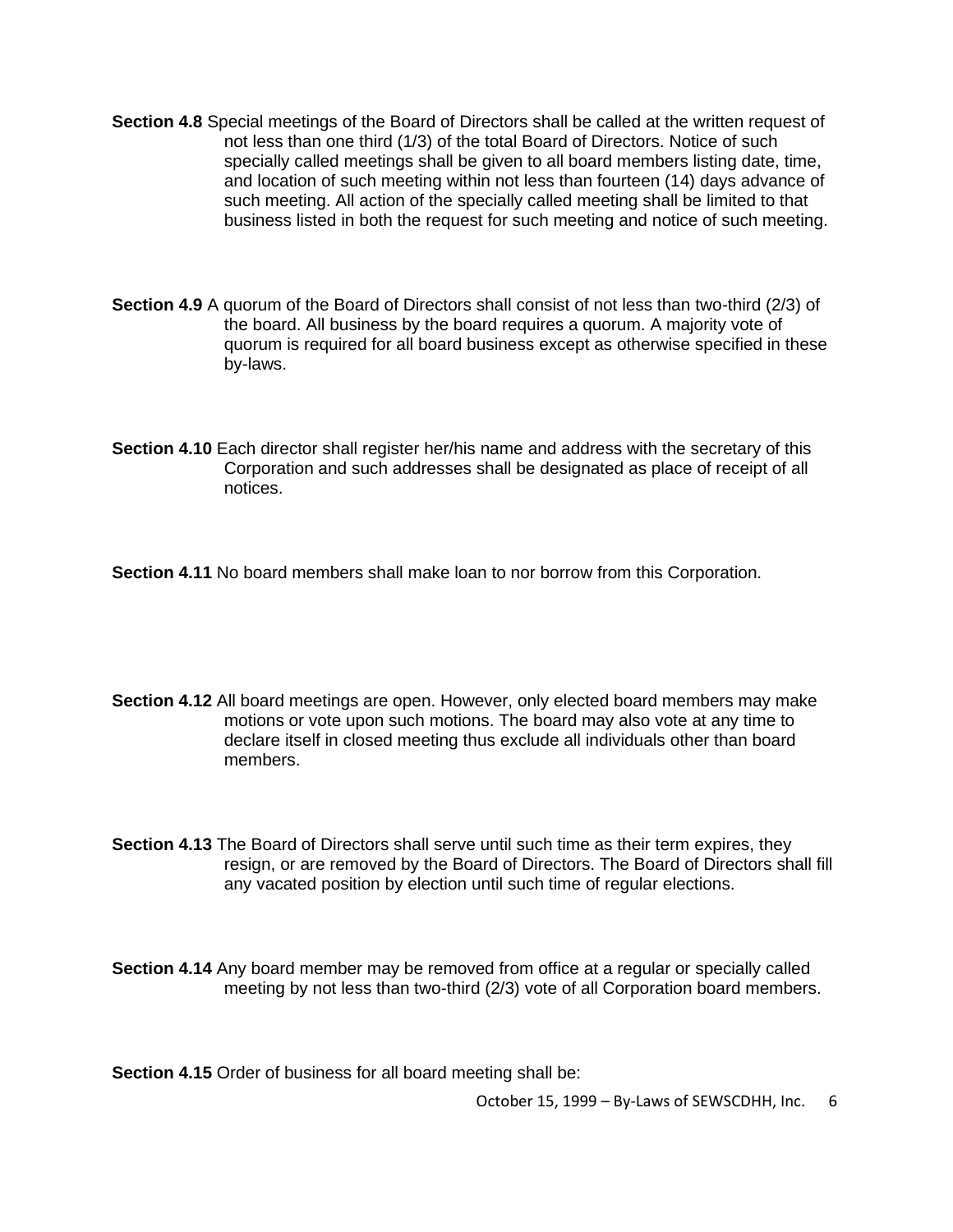**Section 4.8** Special meetings of the Board of Directors shall be called at the written request of not less than one third (1/3) of the total Board of Directors. Notice of such specially called meetings shall be given to all board members listing date, time, and location of such meeting within not less than fourteen (14) days advance of such meeting. All action of the specially called meeting shall be limited to that business listed in both the request for such meeting and notice of such meeting.

**Section 4.9** A quorum of the Board of Directors shall consist of not less than two-third (2/3) of the board. All business by the board requires a quorum. A majority vote of quorum is required for all board business except as otherwise specified in these by-laws.

**Section 4.10** Each director shall register her/his name and address with the secretary of this Corporation and such addresses shall be designated as place of receipt of all notices.

**Section 4.11** No board members shall make loan to nor borrow from this Corporation.

**Section 4.12** All board meetings are open. However, only elected board members may make motions or vote upon such motions. The board may also vote at any time to declare itself in closed meeting thus exclude all individuals other than board members.

**Section 4.13** The Board of Directors shall serve until such time as their term expires, they resign, or are removed by the Board of Directors. The Board of Directors shall fill any vacated position by election until such time of regular elections.

**Section 4.14** Any board member may be removed from office at a regular or specially called meeting by not less than two-third (2/3) vote of all Corporation board members.

**Section 4.15** Order of business for all board meeting shall be: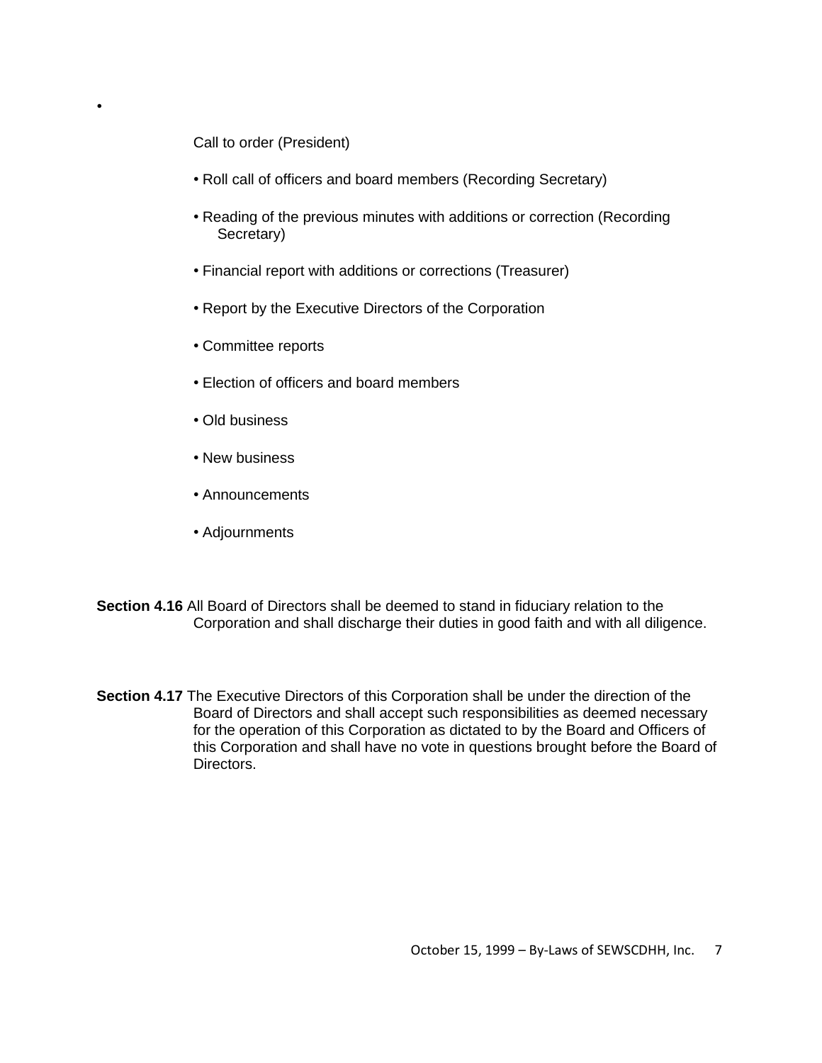- Call to order (President)
- Roll call of officers and board members (Recording Secretary)
- Reading of the previous minutes with additions or correction (Recording Secretary)
- Financial report with additions or corrections (Treasurer)
- Report by the Executive Directors of the Corporation
- Committee reports
- Election of officers and board members
- Old business
- New business
- Announcements
- Adjournments

**Section 4.16** All Board of Directors shall be deemed to stand in fiduciary relation to the Corporation and shall discharge their duties in good faith and with all diligence.

**Section 4.17** The Executive Directors of this Corporation shall be under the direction of the Board of Directors and shall accept such responsibilities as deemed necessary for the operation of this Corporation as dictated to by the Board and Officers of this Corporation and shall have no vote in questions brought before the Board of Directors.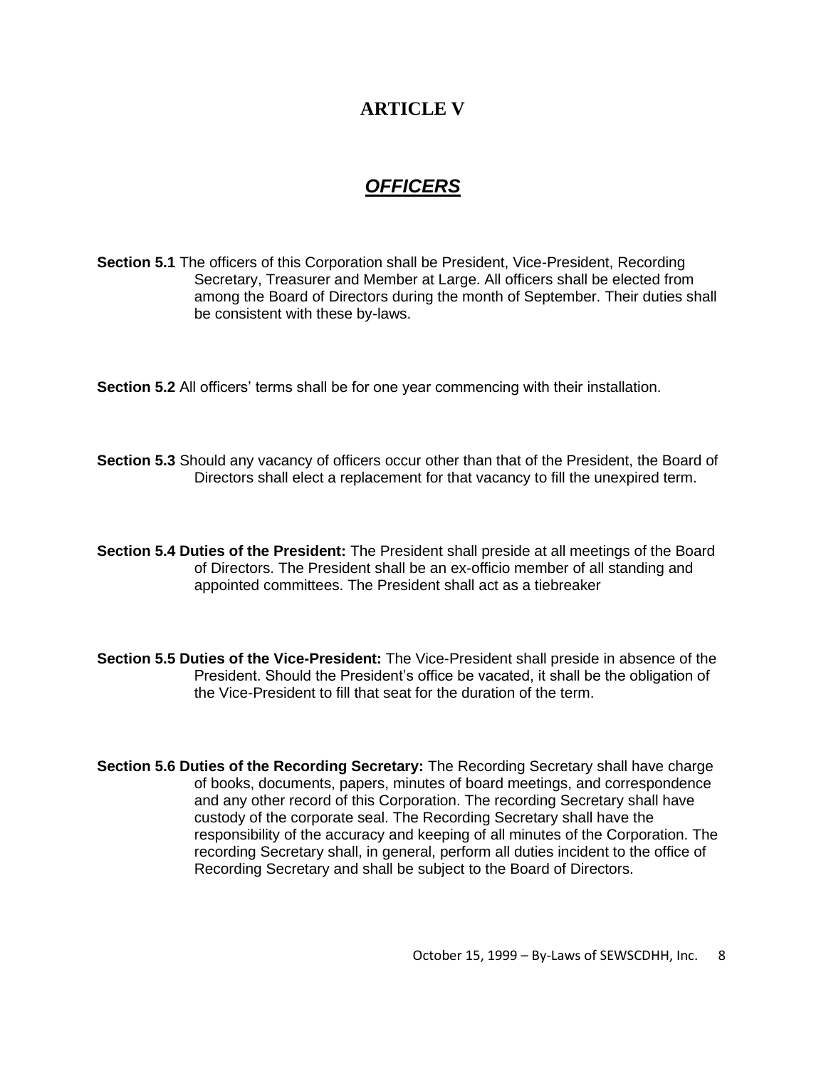# ARTICLE V

## ***OFFICERS***

**Section 5.1** The officers of this Corporation shall be President, Vice-President, Recording Secretary, Treasurer and Member at Large. All officers shall be elected from among the Board of Directors during the month of September. Their duties shall be consistent with these by-laws.

**Section 5.2** All officers' terms shall be for one year commencing with their installation.

**Section 5.3** Should any vacancy of officers occur other than that of the President, the Board of Directors shall elect a replacement for that vacancy to fill the unexpired term.

**Section 5.4 Duties of the President:** The President shall preside at all meetings of the Board of Directors. The President shall be an ex-officio member of all standing and appointed committees. The President shall act as a tiebreaker

**Section 5.5 Duties of the Vice-President:** The Vice-President shall preside in absence of the President. Should the President's office be vacated, it shall be the obligation of the Vice-President to fill that seat for the duration of the term.

**Section 5.6 Duties of the Recording Secretary:** The Recording Secretary shall have charge of books, documents, papers, minutes of board meetings, and correspondence and any other record of this Corporation. The recording Secretary shall have custody of the corporate seal. The Recording Secretary shall have the responsibility of the accuracy and keeping of all minutes of the Corporation. The recording Secretary shall, in general, perform all duties incident to the office of Recording Secretary and shall be subject to the Board of Directors.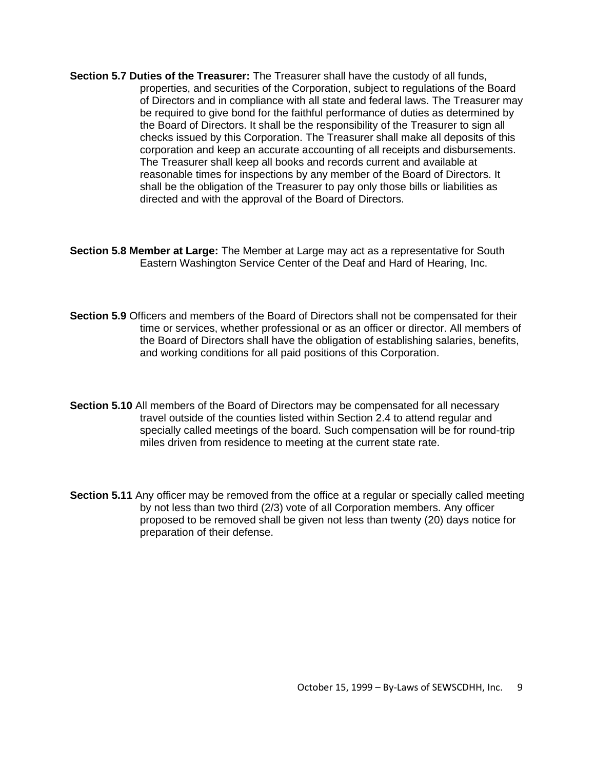**Section 5.7 Duties of the Treasurer:** The Treasurer shall have the custody of all funds, properties, and securities of the Corporation, subject to regulations of the Board of Directors and in compliance with all state and federal laws. The Treasurer may be required to give bond for the faithful performance of duties as determined by the Board of Directors. It shall be the responsibility of the Treasurer to sign all checks issued by this Corporation. The Treasurer shall make all deposits of this corporation and keep an accurate accounting of all receipts and disbursements. The Treasurer shall keep all books and records current and available at reasonable times for inspections by any member of the Board of Directors. It shall be the obligation of the Treasurer to pay only those bills or liabilities as directed and with the approval of the Board of Directors.

**Section 5.8 Member at Large:** The Member at Large may act as a representative for South Eastern Washington Service Center of the Deaf and Hard of Hearing, Inc.

**Section 5.9** Officers and members of the Board of Directors shall not be compensated for their time or services, whether professional or as an officer or director. All members of the Board of Directors shall have the obligation of establishing salaries, benefits, and working conditions for all paid positions of this Corporation.

**Section 5.10** All members of the Board of Directors may be compensated for all necessary travel outside of the counties listed within Section 2.4 to attend regular and specially called meetings of the board. Such compensation will be for round-trip miles driven from residence to meeting at the current state rate.

**Section 5.11** Any officer may be removed from the office at a regular or specially called meeting by not less than two third (2/3) vote of all Corporation members. Any officer proposed to be removed shall be given not less than twenty (20) days notice for preparation of their defense.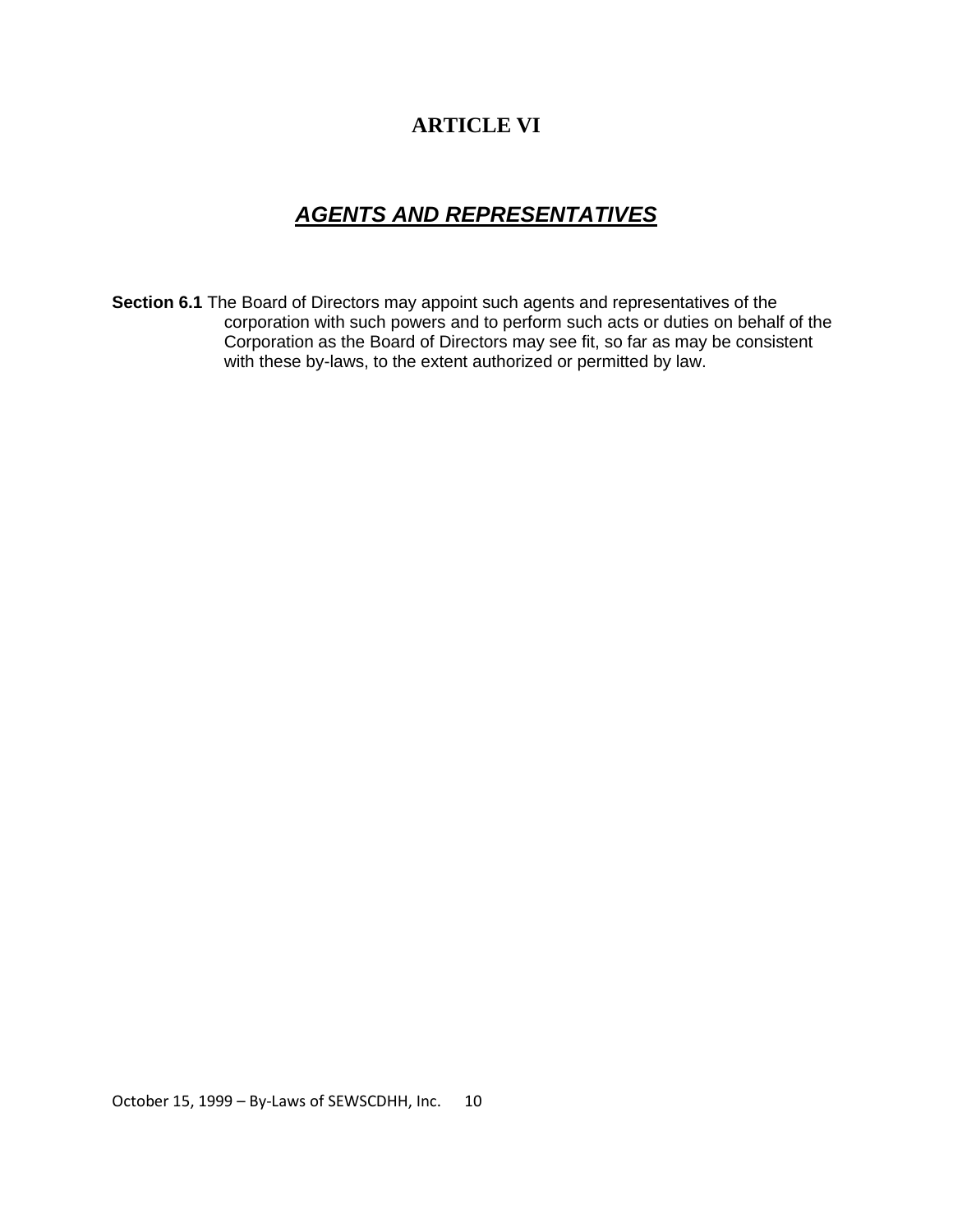# ARTICLE VI

## ***AGENTS AND REPRESENTATIVES***

**Section 6.1** The Board of Directors may appoint such agents and representatives of the corporation with such powers and to perform such acts or duties on behalf of the Corporation as the Board of Directors may see fit, so far as may be consistent with these by-laws, to the extent authorized or permitted by law.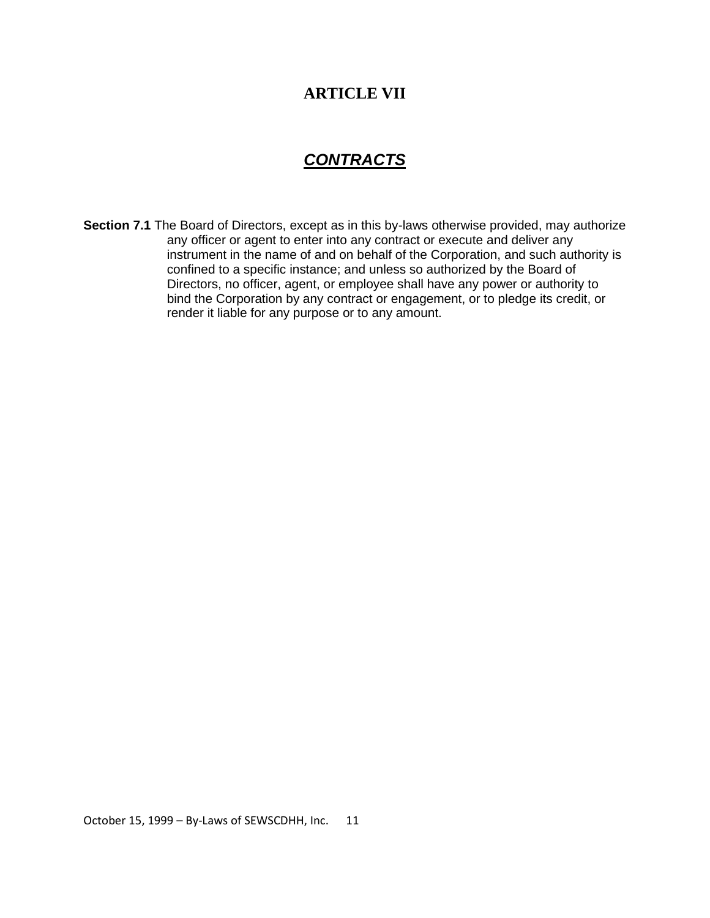# ARTICLE VII

## ***CONTRACTS***

**Section 7.1** The Board of Directors, except as in this by-laws otherwise provided, may authorize any officer or agent to enter into any contract or execute and deliver any instrument in the name of and on behalf of the Corporation, and such authority is confined to a specific instance; and unless so authorized by the Board of Directors, no officer, agent, or employee shall have any power or authority to bind the Corporation by any contract or engagement, or to pledge its credit, or render it liable for any purpose or to any amount.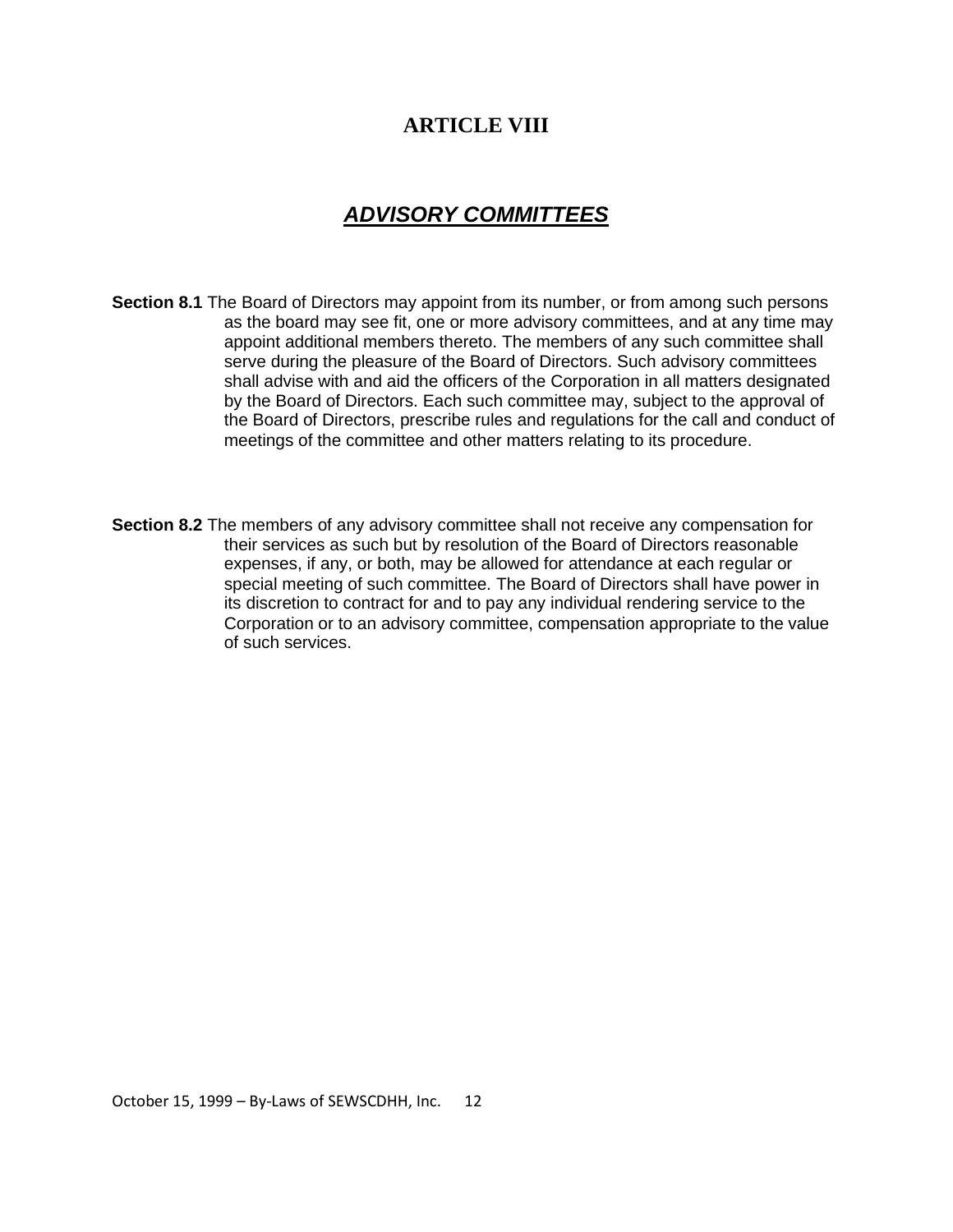# ARTICLE VIII

## ***ADVISORY COMMITTEES***

**Section 8.1** The Board of Directors may appoint from its number, or from among such persons as the board may see fit, one or more advisory committees, and at any time may appoint additional members thereto. The members of any such committee shall serve during the pleasure of the Board of Directors. Such advisory committees shall advise with and aid the officers of the Corporation in all matters designated by the Board of Directors. Each such committee may, subject to the approval of the Board of Directors, prescribe rules and regulations for the call and conduct of meetings of the committee and other matters relating to its procedure.

**Section 8.2** The members of any advisory committee shall not receive any compensation for their services as such but by resolution of the Board of Directors reasonable expenses, if any, or both, may be allowed for attendance at each regular or special meeting of such committee. The Board of Directors shall have power in its discretion to contract for and to pay any individual rendering service to the Corporation or to an advisory committee, compensation appropriate to the value of such services.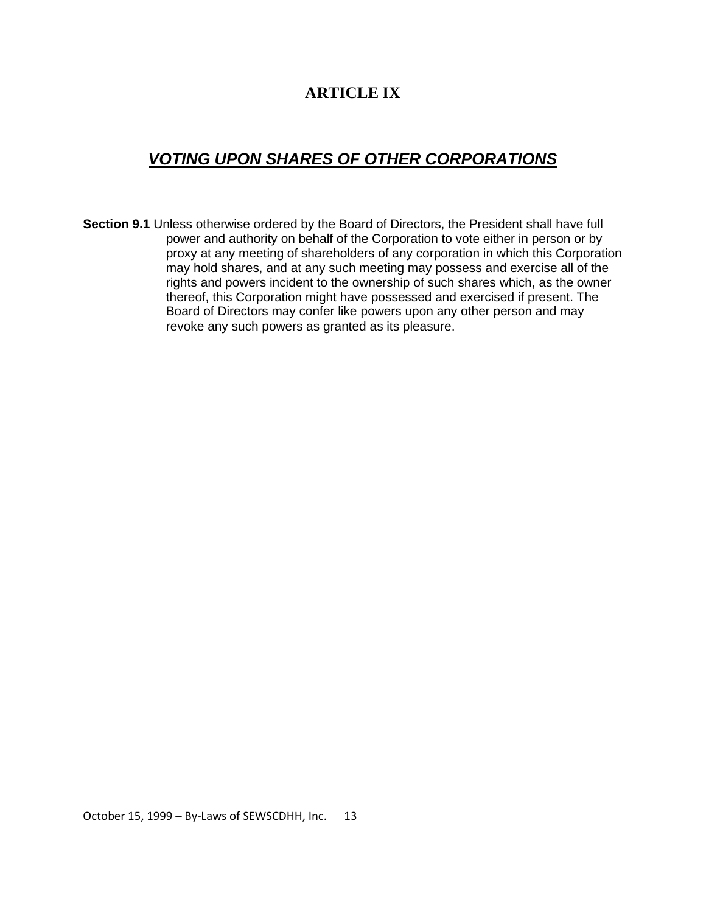# ARTICLE IX

## ***VOTING UPON SHARES OF OTHER CORPORATIONS***

**Section 9.1** Unless otherwise ordered by the Board of Directors, the President shall have full power and authority on behalf of the Corporation to vote either in person or by proxy at any meeting of shareholders of any corporation in which this Corporation may hold shares, and at any such meeting may possess and exercise all of the rights and powers incident to the ownership of such shares which, as the owner thereof, this Corporation might have possessed and exercised if present. The Board of Directors may confer like powers upon any other person and may revoke any such powers as granted as its pleasure.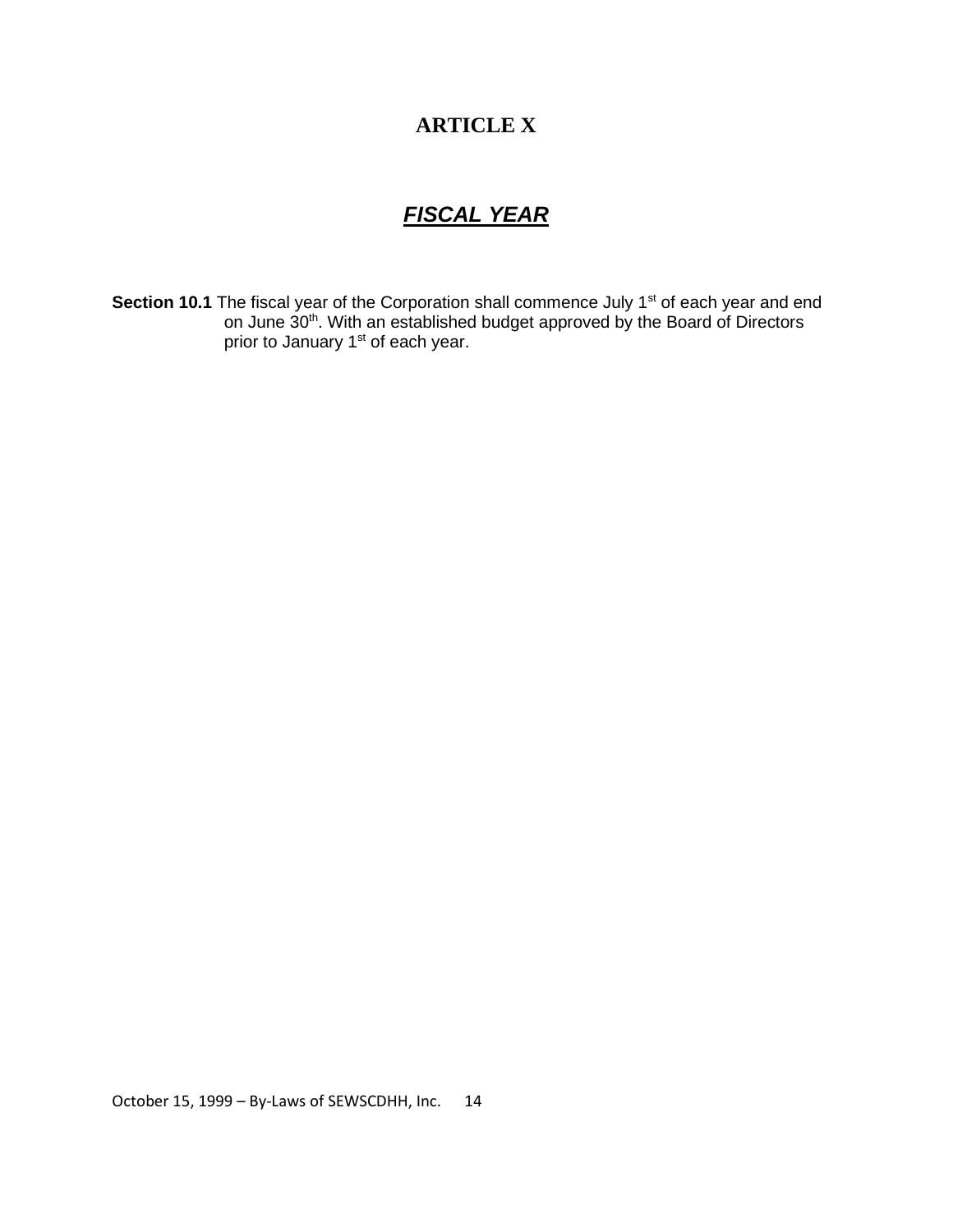# ARTICLE X

## ***FISCAL YEAR***

**Section 10.1** The fiscal year of the Corporation shall commence July 1st of each year and end on June 30th. With an established budget approved by the Board of Directors prior to January 1st of each year.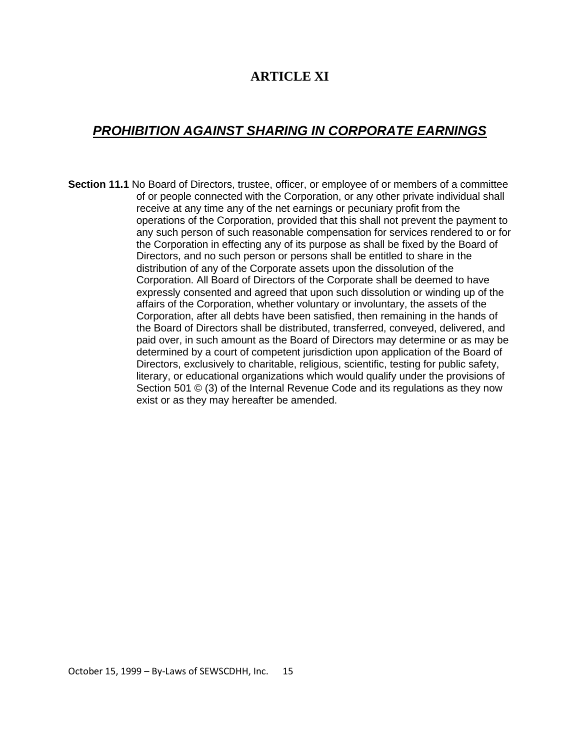# ARTICLE XI

## ***PROHIBITION AGAINST SHARING IN CORPORATE EARNINGS***

**Section 11.1** No Board of Directors, trustee, officer, or employee of or members of a committee of or people connected with the Corporation, or any other private individual shall receive at any time any of the net earnings or pecuniary profit from the operations of the Corporation, provided that this shall not prevent the payment to any such person of such reasonable compensation for services rendered to or for the Corporation in effecting any of its purpose as shall be fixed by the Board of Directors, and no such person or persons shall be entitled to share in the distribution of any of the Corporate assets upon the dissolution of the Corporation. All Board of Directors of the Corporate shall be deemed to have expressly consented and agreed that upon such dissolution or winding up of the affairs of the Corporation, whether voluntary or involuntary, the assets of the Corporation, after all debts have been satisfied, then remaining in the hands of the Board of Directors shall be distributed, transferred, conveyed, delivered, and paid over, in such amount as the Board of Directors may determine or as may be determined by a court of competent jurisdiction upon application of the Board of Directors, exclusively to charitable, religious, scientific, testing for public safety, literary, or educational organizations which would qualify under the provisions of Section 501 © (3) of the Internal Revenue Code and its regulations as they now exist or as they may hereafter be amended.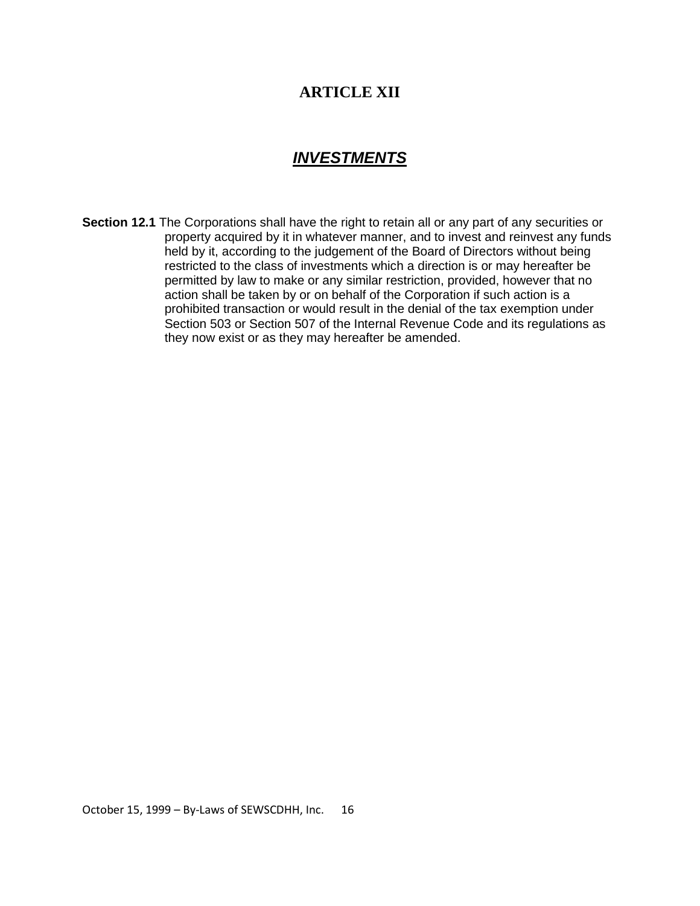# ARTICLE XII

## ***INVESTMENTS***

**Section 12.1** The Corporations shall have the right to retain all or any part of any securities or property acquired by it in whatever manner, and to invest and reinvest any funds held by it, according to the judgement of the Board of Directors without being restricted to the class of investments which a direction is or may hereafter be permitted by law to make or any similar restriction, provided, however that no action shall be taken by or on behalf of the Corporation if such action is a prohibited transaction or would result in the denial of the tax exemption under Section 503 or Section 507 of the Internal Revenue Code and its regulations as they now exist or as they may hereafter be amended.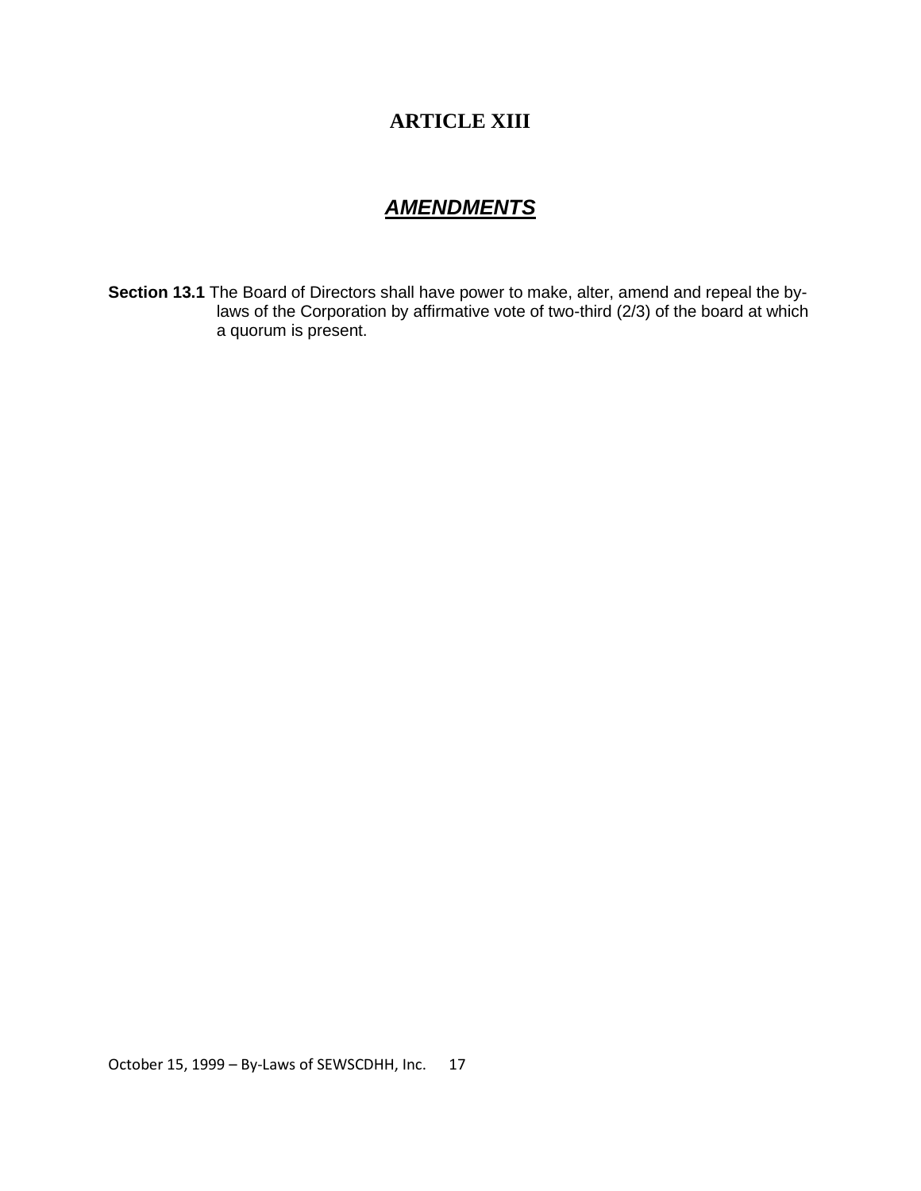# ARTICLE XIII

## ***AMENDMENTS***

**Section 13.1** The Board of Directors shall have power to make, alter, amend and repeal the by-laws of the Corporation by affirmative vote of two-third (2/3) of the board at which a quorum is present.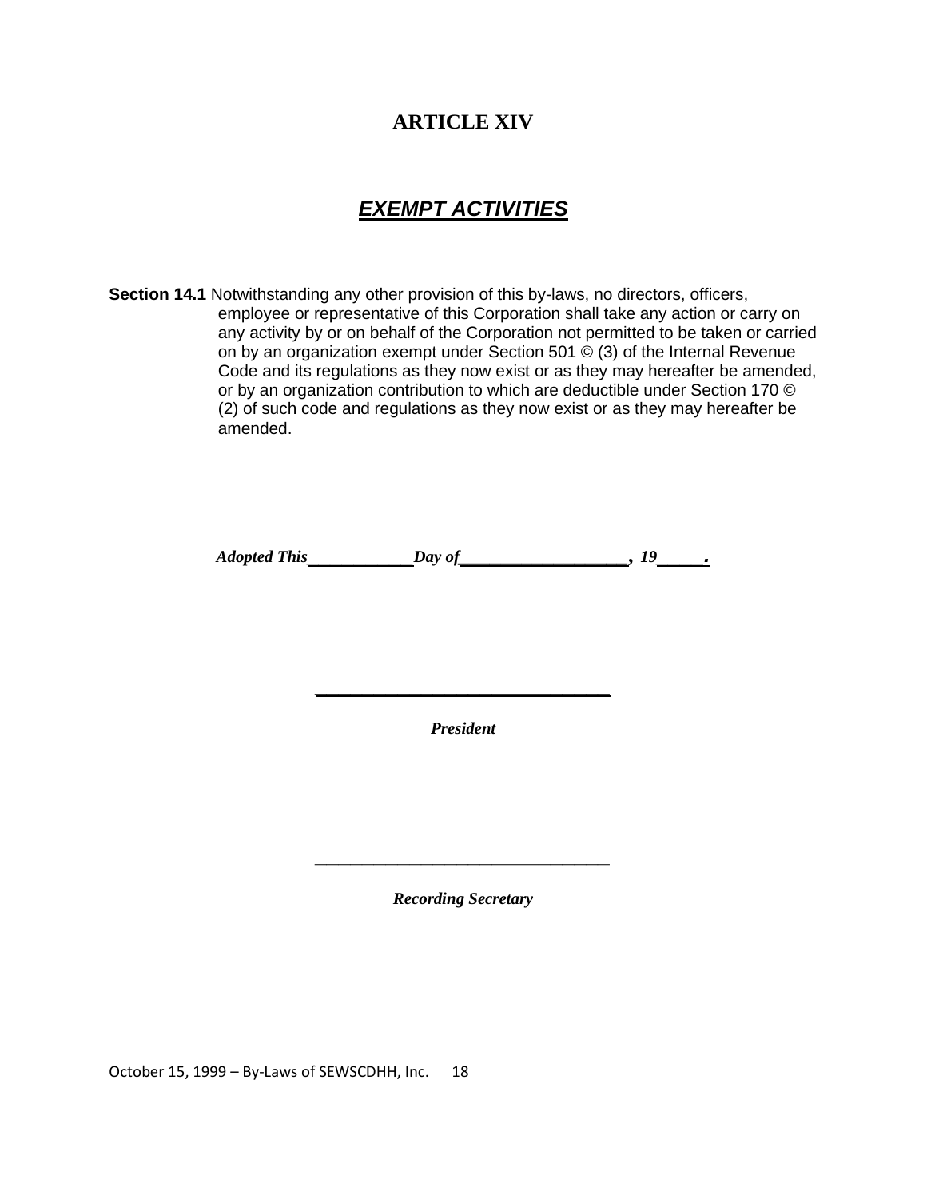# ARTICLE XIV

## ***EXEMPT ACTIVITIES***

**Section 14.1** Notwithstanding any other provision of this by-laws, no directors, officers, employee or representative of this Corporation shall take any action or carry on any activity by or on behalf of the Corporation not permitted to be taken or carried on by an organization exempt under Section 501 © (3) of the Internal Revenue Code and its regulations as they now exist or as they may hereafter be amended, or by an organization contribution to which are deductible under Section 170 © (2) of such code and regulations as they now exist or as they may hereafter be amended.

***Adopted This____________Day of__________________, 19_____.***

______________________________

***President***

______________________________

***Recording Secretary***

October 15, 1999 – By-Laws of SEWSCDHH, Inc.